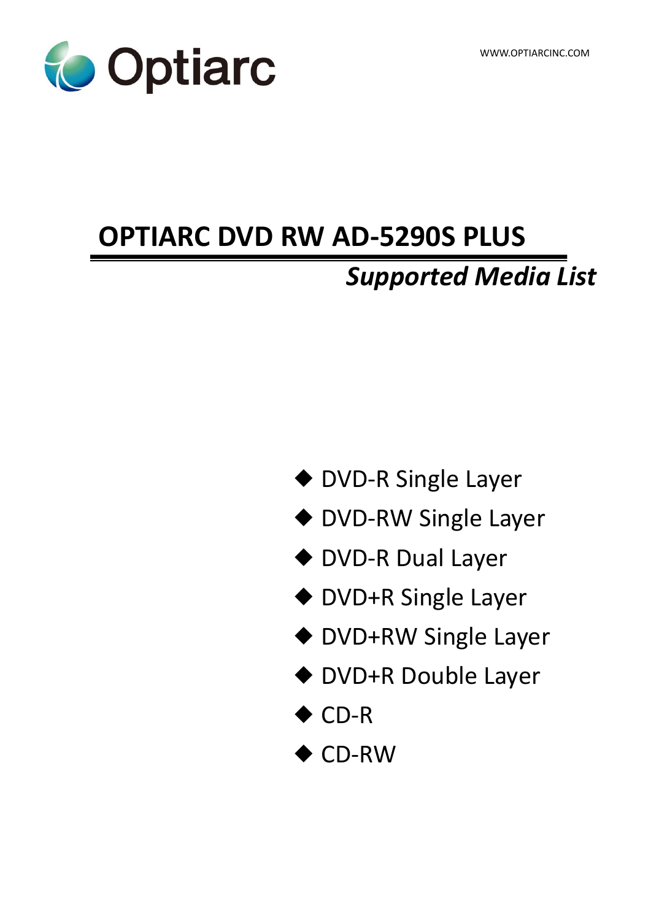Optiarc

WWW.OPTIARCINC.COM

# OPTIARC DVD RW AD-5290S PLUS

## *Supported Media List*

- DVD-R Single Layer
- DVD-RW Single Layer
- DVD-R Dual Layer
- DVD+R Single Layer
- DVD+RW Single Layer
- DVD+R Double Layer
- CD-R
- CD-RW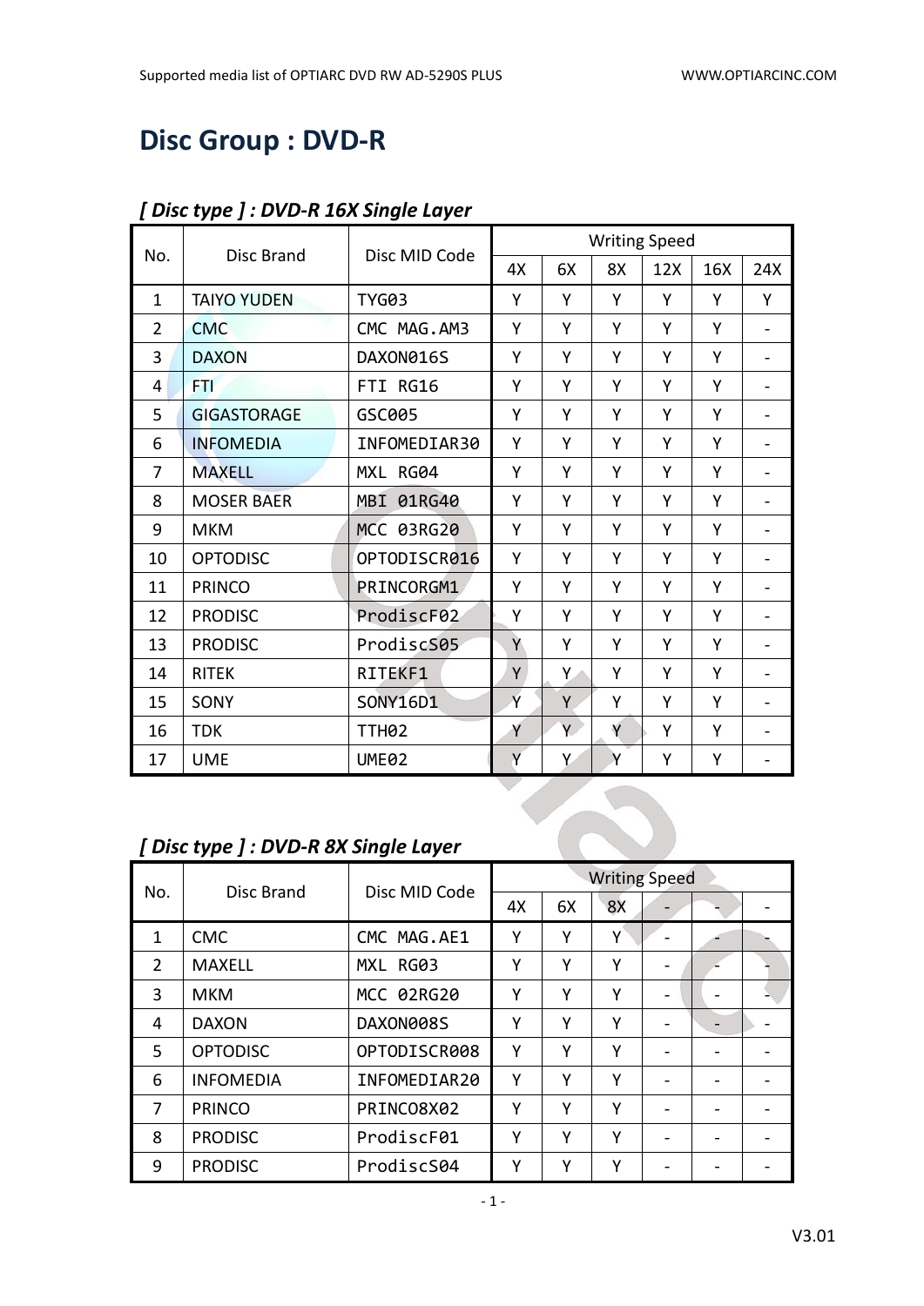# Disc Group : DVD-R

## *[ Disc type ] : DVD-R 16X Single Layer*

| No. | Disc Brand | Disc MID Code | Writing Speed | | | | | |
|---|---|---|---|---|---|---|---|---|
| | | | 4X | 6X | 8X | 12X | 16X | 24X |
| 1 | TAIYO YUDEN | TYG03 | Y | Y | Y | Y | Y | Y |
| 2 | CMC | CMC MAG.AM3 | Y | Y | Y | Y | Y | - |
| 3 | DAXON | DAXON016S | Y | Y | Y | Y | Y | - |
| 4 | FTI | FTI RG16 | Y | Y | Y | Y | Y | - |
| 5 | GIGASTORAGE | GSC005 | Y | Y | Y | Y | Y | - |
| 6 | INFOMEDIA | INFOMEDIAR30 | Y | Y | Y | Y | Y | - |
| 7 | MAXELL | MXL RG04 | Y | Y | Y | Y | Y | - |
| 8 | MOSER BAER | MBI 01RG40 | Y | Y | Y | Y | Y | - |
| 9 | MKM | MCC 03RG20 | Y | Y | Y | Y | Y | - |
| 10 | OPTODISC | OPTODISCR016 | Y | Y | Y | Y | Y | - |
| 11 | PRINCO | PRINCORGM1 | Y | Y | Y | Y | Y | - |
| 12 | PRODISC | ProdiscF02 | Y | Y | Y | Y | Y | - |
| 13 | PRODISC | ProdiscS05 | Y | Y | Y | Y | Y | - |
| 14 | RITEK | RITEKF1 | Y | Y | Y | Y | Y | - |
| 15 | SONY | SONY16D1 | Y | Y | Y | Y | Y | - |
| 16 | TDK | TTH02 | Y | Y | Y | Y | Y | - |
| 17 | UME | UME02 | Y | Y | Y | Y | Y | - |

## *[ Disc type ] : DVD-R 8X Single Layer*

| No. | Disc Brand | Disc MID Code | Writing Speed | | | | | |
|---|---|---|---|---|---|---|---|---|
| | | | 4X | 6X | 8X | - | - | - |
| 1 | CMC | CMC MAG.AE1 | Y | Y | Y | - | - | - |
| 2 | MAXELL | MXL RG03 | Y | Y | Y | - | - | - |
| 3 | MKM | MCC 02RG20 | Y | Y | Y | - | - | - |
| 4 | DAXON | DAXON008S | Y | Y | Y | - | - | - |
| 5 | OPTODISC | OPTODISCR008 | Y | Y | Y | - | - | - |
| 6 | INFOMEDIA | INFOMEDIAR20 | Y | Y | Y | - | - | - |
| 7 | PRINCO | PRINCO8X02 | Y | Y | Y | - | - | - |
| 8 | PRODISC | ProdiscF01 | Y | Y | Y | - | - | - |
| 9 | PRODISC | ProdiscS04 | Y | Y | Y | - | - | - |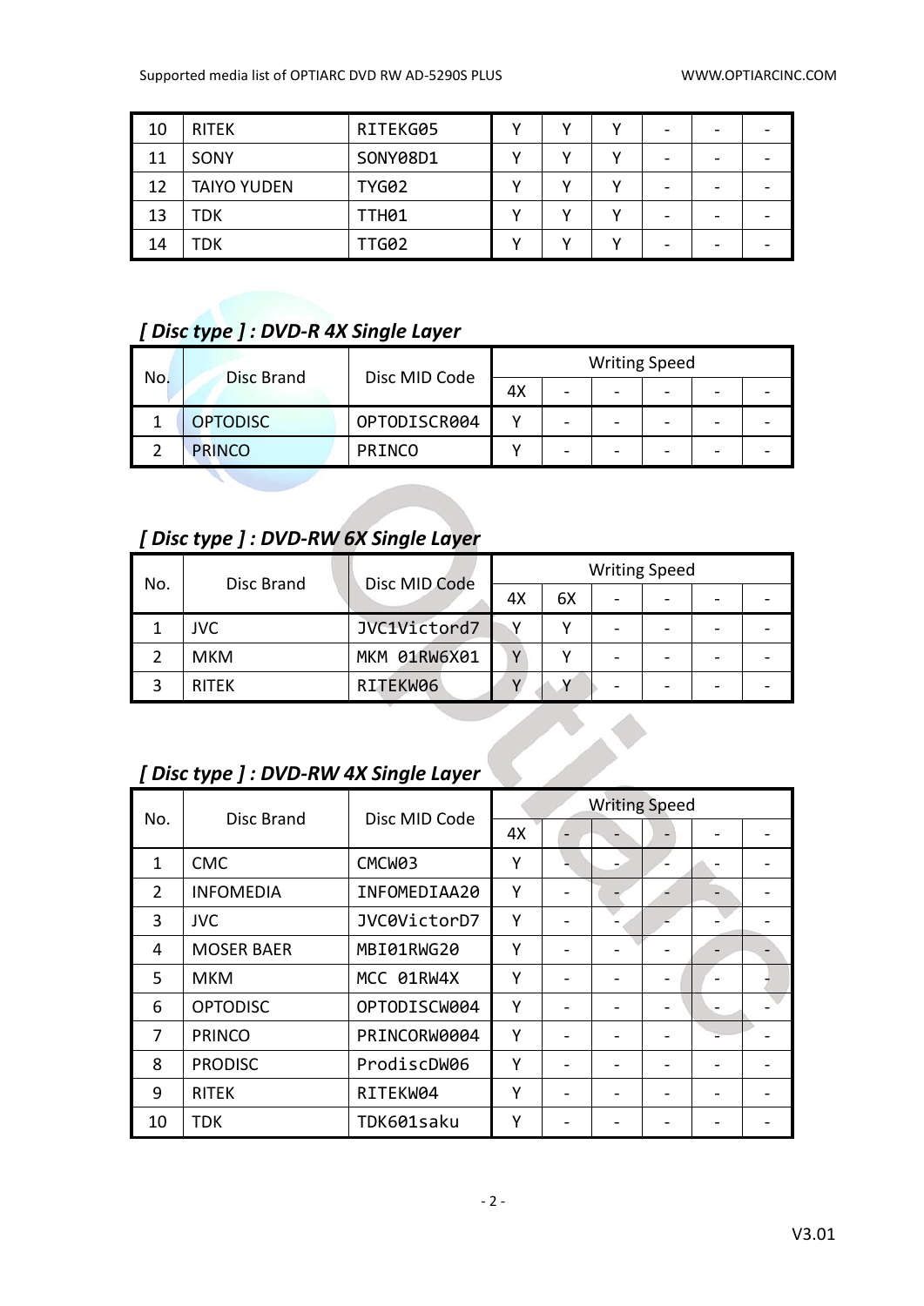| 10 | RITEK | RITEKG05 | Y | Y | Y | - | - | - |
|---|---|---|---|---|---|---|---|---|
| 11 | SONY | SONY08D1 | Y | Y | Y | - | - | - |
| 12 | TAIYO YUDEN | TYG02 | Y | Y | Y | - | - | - |
| 13 | TDK | TTH01 | Y | Y | Y | - | - | - |
| 14 | TDK | TTG02 | Y | Y | Y | - | - | - |

## *[ Disc type ] : DVD-R 4X Single Layer*

| No. | Disc Brand | Disc MID Code | Writing Speed | | | | | |
|---|---|---|---|---|---|---|---|---|
| | | | 4X | - | - | - | - | - |
| 1 | OPTODISC | OPTODISCR004 | Y | - | - | - | - | - |
| 2 | PRINCO | PRINCO | Y | - | - | - | - | - |

## *[ Disc type ] : DVD-RW 6X Single Layer*

| No. | Disc Brand | Disc MID Code | Writing Speed | | | | | |
|---|---|---|---|---|---|---|---|---|
| | | | 4X | 6X | - | - | - | - |
| 1 | JVC | JVC1Victord7 | Y | Y | - | - | - | - |
| 2 | MKM | MKM 01RW6X01 | Y | Y | - | - | - | - |
| 3 | RITEK | RITEKW06 | Y | Y | - | - | - | - |

## *[ Disc type ] : DVD-RW 4X Single Layer*

| No. | Disc Brand | Disc MID Code | Writing Speed | | | | | |
|---|---|---|---|---|---|---|---|---|
| | | | 4X | - | - | - | - | - |
| 1 | CMC | CMCW03 | Y | - | - | - | - | - |
| 2 | INFOMEDIA | INFOMEDIAA20 | Y | - | - | - | - | - |
| 3 | JVC | JVC0VictorD7 | Y | - | - | - | - | - |
| 4 | MOSER BAER | MBI01RWG20 | Y | - | - | - | - | - |
| 5 | MKM | MCC 01RW4X | Y | - | - | - | - | - |
| 6 | OPTODISC | OPTODISCW004 | Y | - | - | - | - | - |
| 7 | PRINCO | PRINCORW0004 | Y | - | - | - | - | - |
| 8 | PRODISC | ProdiscDW06 | Y | - | - | - | - | - |
| 9 | RITEK | RITEKW04 | Y | - | - | - | - | - |
| 10 | TDK | TDK601saku | Y | - | - | - | - | - |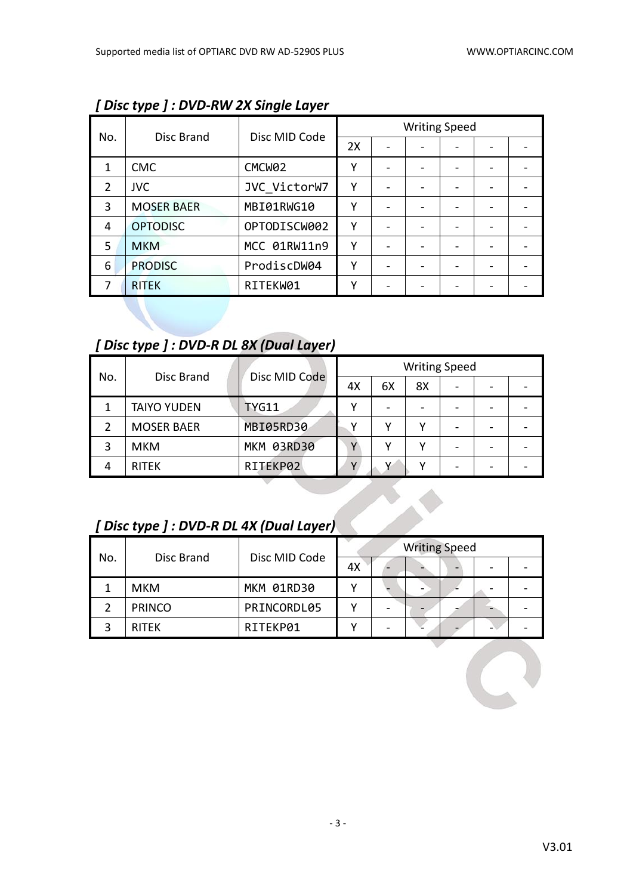### *[ Disc type ] : DVD-RW 2X Single Layer*

| No. | Disc Brand | Disc MID Code | Writing Speed | | | | | |
|---|---|---|---|---|---|---|---|---|
| | | | 2X | - | - | - | - | - |
| 1 | CMC | CMCW02 | Y | - | - | - | - | - |
| 2 | JVC | JVC_VictorW7 | Y | - | - | - | - | - |
| 3 | MOSER BAER | MBI01RWG10 | Y | - | - | - | - | - |
| 4 | OPTODISC | OPTODISCW002 | Y | - | - | - | - | - |
| 5 | MKM | MCC 01RW11n9 | Y | - | - | - | - | - |
| 6 | PRODISC | ProdiscDW04 | Y | - | - | - | - | - |
| 7 | RITEK | RITEKW01 | Y | - | - | - | - | - |

### *[ Disc type ] : DVD-R DL 8X (Dual Layer)*

| No. | Disc Brand | Disc MID Code | Writing Speed | | | | | |
|---|---|---|---|---|---|---|---|---|
| | | | 4X | 6X | 8X | - | - | - |
| 1 | TAIYO YUDEN | TYG11 | Y | - | - | - | - | - |
| 2 | MOSER BAER | MBI05RD30 | Y | Y | Y | - | - | - |
| 3 | MKM | MKM 03RD30 | Y | Y | Y | - | - | - |
| 4 | RITEK | RITEKP02 | Y | Y | Y | - | - | - |

### *[ Disc type ] : DVD-R DL 4X (Dual Layer)*

| No. | Disc Brand | Disc MID Code | Writing Speed | | | | | |
|---|---|---|---|---|---|---|---|---|
| | | | 4X | - | - | - | - | - |
| 1 | MKM | MKM 01RD30 | Y | - | - | - | - | - |
| 2 | PRINCO | PRINCORDL05 | Y | - | - | - | - | - |
| 3 | RITEK | RITEKP01 | Y | - | - | - | - | - |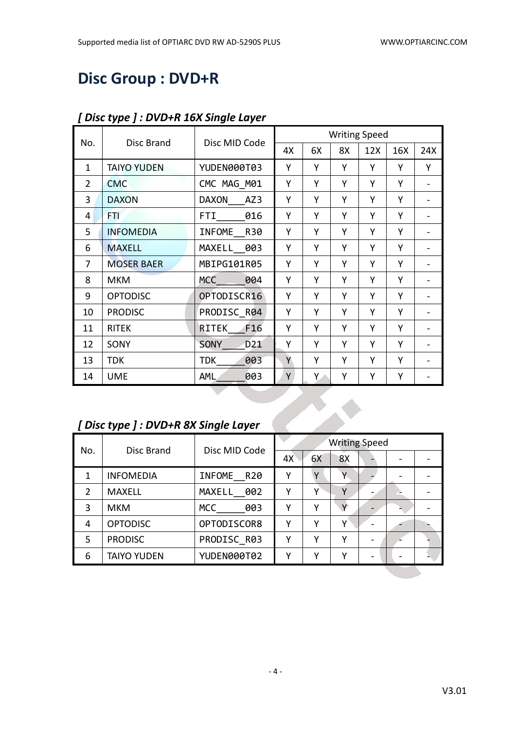# Disc Group : DVD+R

## *[ Disc type ] : DVD+R 16X Single Layer*

| No. | Disc Brand | Disc MID Code | Writing Speed | | | | | |
|---|---|---|---|---|---|---|---|---|
| | | | 4X | 6X | 8X | 12X | 16X | 24X |
| 1 | TAIYO YUDEN | YUDEN000T03 | Y | Y | Y | Y | Y | Y |
| 2 | CMC | CMC MAG_M01 | Y | Y | Y | Y | Y | - |
| 3 | DAXON | DAXON___AZ3 | Y | Y | Y | Y | Y | - |
| 4 | FTI | FTI_____016 | Y | Y | Y | Y | Y | - |
| 5 | INFOMEDIA | INFOME__R30 | Y | Y | Y | Y | Y | - |
| 6 | MAXELL | MAXELL__003 | Y | Y | Y | Y | Y | - |
| 7 | MOSER BAER | MBIPG101R05 | Y | Y | Y | Y | Y | - |
| 8 | MKM | MCC_____004 | Y | Y | Y | Y | Y | - |
| 9 | OPTODISC | OPTODISCR16 | Y | Y | Y | Y | Y | - |
| 10 | PRODISC | PRODISC_R04 | Y | Y | Y | Y | Y | - |
| 11 | RITEK | RITEK___F16 | Y | Y | Y | Y | Y | - |
| 12 | SONY | SONY____D21 | Y | Y | Y | Y | Y | - |
| 13 | TDK | TDK_____003 | Y | Y | Y | Y | Y | - |
| 14 | UME | AML_____003 | Y | Y | Y | Y | Y | - |

## *[ Disc type ] : DVD+R 8X Single Layer*

| No. | Disc Brand | Disc MID Code | Writing Speed | | | | | |
|---|---|---|---|---|---|---|---|---|
| | | | 4X | 6X | 8X | - | - | - |
| 1 | INFOMEDIA | INFOME__R20 | Y | Y | Y | - | - | - |
| 2 | MAXELL | MAXELL__002 | Y | Y | Y | - | - | - |
| 3 | MKM | MCC_____003 | Y | Y | Y | - | - | - |
| 4 | OPTODISC | OPTODISCOR8 | Y | Y | Y | - | - | - |
| 5 | PRODISC | PRODISC_R03 | Y | Y | Y | - | - | - |
| 6 | TAIYO YUDEN | YUDEN000T02 | Y | Y | Y | - | - | - |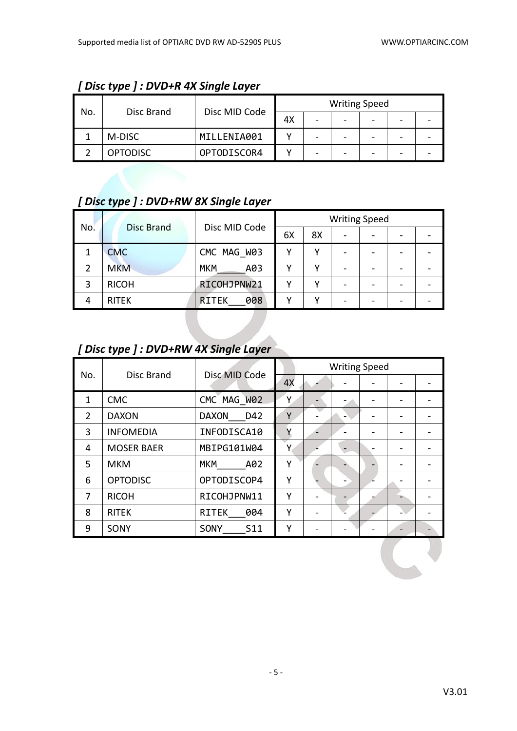## *[ Disc type ] : DVD+R 4X Single Layer*

| No. | Disc Brand | Disc MID Code | Writing Speed | | | | | |
|---|---|---|---|---|---|---|---|---|
| | | | 4X | - | - | - | - | - |
| 1 | M-DISC | MILLENIA001 | Y | - | - | - | - | - |
| 2 | OPTODISC | OPTODISCOR4 | Y | - | - | - | - | - |

## *[ Disc type ] : DVD+RW 8X Single Layer*

| No. | Disc Brand | Disc MID Code | Writing Speed | | | | | |
|---|---|---|---|---|---|---|---|---|
| | | | 6X | 8X | - | - | - | - |
| 1 | CMC | CMC MAG_W03 | Y | Y | - | - | - | - |
| 2 | MKM | MKM_____A03 | Y | Y | - | - | - | - |
| 3 | RICOH | RICOHJPNW21 | Y | Y | - | - | - | - |
| 4 | RITEK | RITEK___008 | Y | Y | - | - | - | - |

## *[ Disc type ] : DVD+RW 4X Single Layer*

| No. | Disc Brand | Disc MID Code | Writing Speed | | | | | |
|---|---|---|---|---|---|---|---|---|
| | | | 4X | - | - | - | - | - |
| 1 | CMC | CMC MAG_W02 | Y | - | - | - | - | - |
| 2 | DAXON | DAXON___D42 | Y | - | - | - | - | - |
| 3 | INFOMEDIA | INFODISCA10 | Y | - | - | - | - | - |
| 4 | MOSER BAER | MBIPG101W04 | Y | - | - | - | - | - |
| 5 | MKM | MKM_____A02 | Y | - | - | - | - | - |
| 6 | OPTODISC | OPTODISCOP4 | Y | - | - | - | - | - |
| 7 | RICOH | RICOHJPNW11 | Y | - | - | - | - | - |
| 8 | RITEK | RITEK___004 | Y | - | - | - | - | - |
| 9 | SONY | SONY____S11 | Y | - | - | - | - | - |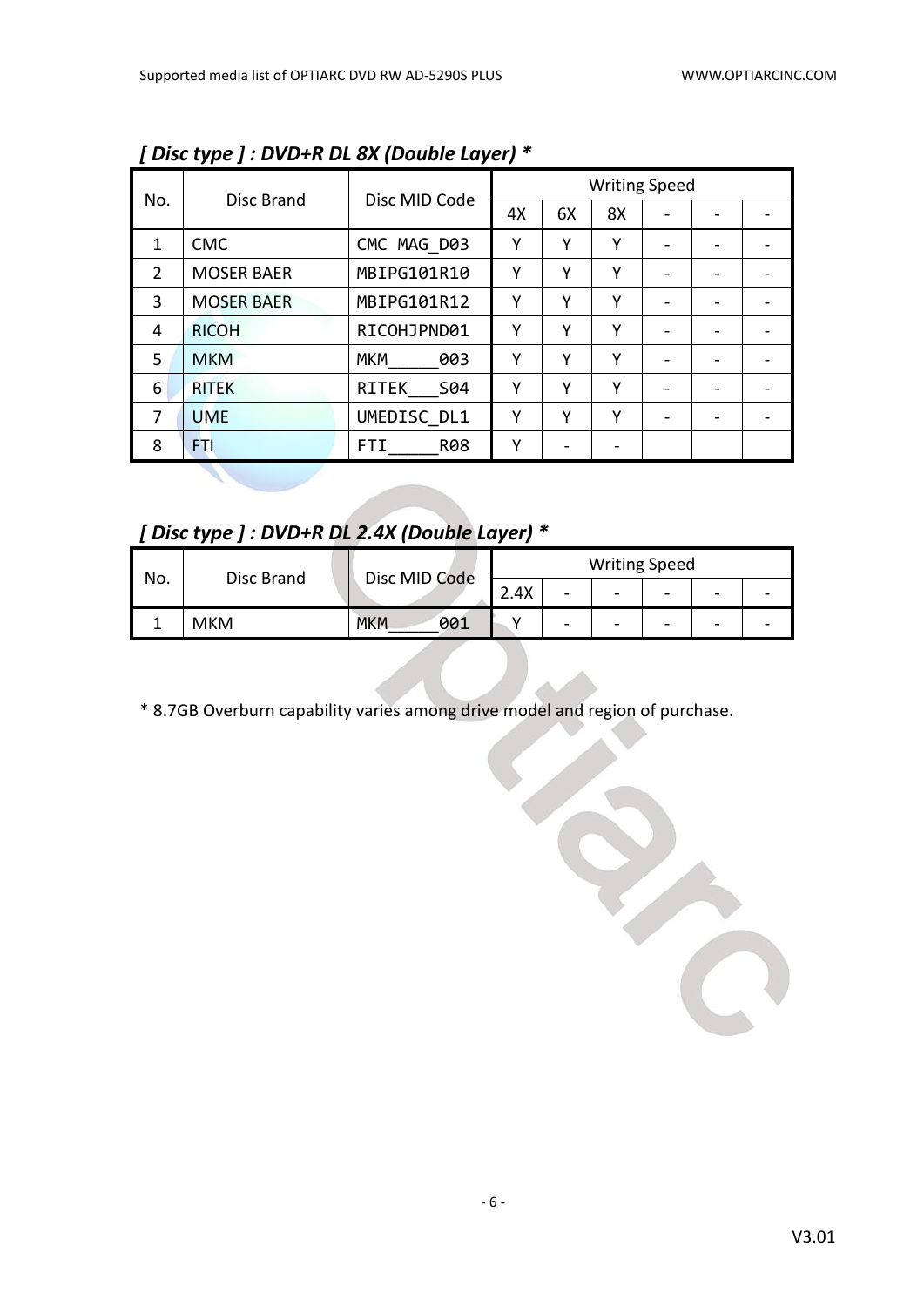*[ Disc type ] : DVD+R DL 8X (Double Layer) **

| No. | Disc Brand | Disc MID Code | Writing Speed | | | | | |
|---|---|---|---|---|---|---|---|---|
| | | | 4X | 6X | 8X | - | - | - |
| 1 | CMC | CMC MAG_D03 | Y | Y | Y | - | - | - |
| 2 | MOSER BAER | MBIPG101R10 | Y | Y | Y | - | - | - |
| 3 | MOSER BAER | MBIPG101R12 | Y | Y | Y | - | - | - |
| 4 | RICOH | RICOHJPND01 | Y | Y | Y | - | - | - |
| 5 | MKM | MKM_____003 | Y | Y | Y | - | - | - |
| 6 | RITEK | RITEK___S04 | Y | Y | Y | - | - | - |
| 7 | UME | UMEDISC_DL1 | Y | Y | Y | - | - | - |
| 8 | FTI | FTI_____R08 | Y | - | - | | | |

*[ Disc type ] : DVD+R DL 2.4X (Double Layer) **

| No. | Disc Brand | Disc MID Code | Writing Speed | | | | | |
|---|---|---|---|---|---|---|---|---|
| | | | 2.4X | - | - | - | - | - |
| 1 | MKM | MKM_____001 | Y | - | - | - | - | - |

* 8.7GB Overburn capability varies among drive model and region of purchase.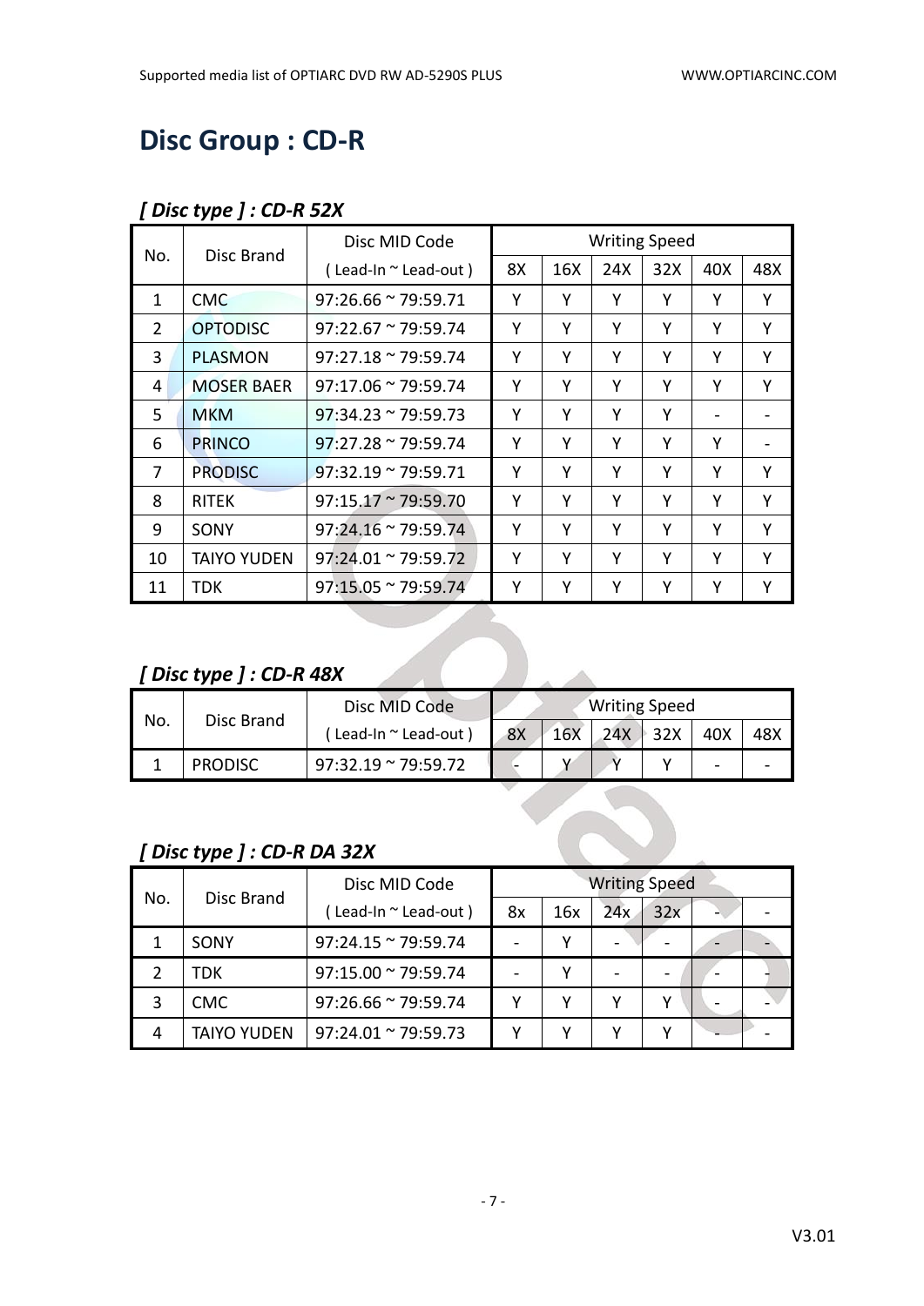# Disc Group : CD-R

*[ Disc type ] : CD-R 52X*

| No. | Disc Brand | Disc MID Code | Writing Speed | | | | | |
|---|---|---|---|---|---|---|---|---|
| | | ( Lead-In ~ Lead-out ) | 8X | 16X | 24X | 32X | 40X | 48X |
| 1 | CMC | 97:26.66 ~ 79:59.71 | Y | Y | Y | Y | Y | Y |
| 2 | OPTODISC | 97:22.67 ~ 79:59.74 | Y | Y | Y | Y | Y | Y |
| 3 | PLASMON | 97:27.18 ~ 79:59.74 | Y | Y | Y | Y | Y | Y |
| 4 | MOSER BAER | 97:17.06 ~ 79:59.74 | Y | Y | Y | Y | Y | Y |
| 5 | MKM | 97:34.23 ~ 79:59.73 | Y | Y | Y | Y | - | - |
| 6 | PRINCO | 97:27.28 ~ 79:59.74 | Y | Y | Y | Y | Y | - |
| 7 | PRODISC | 97:32.19 ~ 79:59.71 | Y | Y | Y | Y | Y | Y |
| 8 | RITEK | 97:15.17 ~ 79:59.70 | Y | Y | Y | Y | Y | Y |
| 9 | SONY | 97:24.16 ~ 79:59.74 | Y | Y | Y | Y | Y | Y |
| 10 | TAIYO YUDEN | 97:24.01 ~ 79:59.72 | Y | Y | Y | Y | Y | Y |
| 11 | TDK | 97:15.05 ~ 79:59.74 | Y | Y | Y | Y | Y | Y |

*[ Disc type ] : CD-R 48X*

| No. | Disc Brand | Disc MID Code | Writing Speed | | | | | |
|---|---|---|---|---|---|---|---|---|
| | | ( Lead-In ~ Lead-out ) | 8X | 16X | 24X | 32X | 40X | 48X |
| 1 | PRODISC | 97:32.19 ~ 79:59.72 | - | Y | Y | Y | - | - |

*[ Disc type ] : CD-R DA 32X*

| No. | Disc Brand | Disc MID Code | Writing Speed | | | | | |
|---|---|---|---|---|---|---|---|---|
| | | ( Lead-In ~ Lead-out ) | 8x | 16x | 24x | 32x | - | - |
| 1 | SONY | 97:24.15 ~ 79:59.74 | - | Y | - | - | - | - |
| 2 | TDK | 97:15.00 ~ 79:59.74 | - | Y | - | - | - | - |
| 3 | CMC | 97:26.66 ~ 79:59.74 | Y | Y | Y | Y | - | - |
| 4 | TAIYO YUDEN | 97:24.01 ~ 79:59.73 | Y | Y | Y | Y | - | - |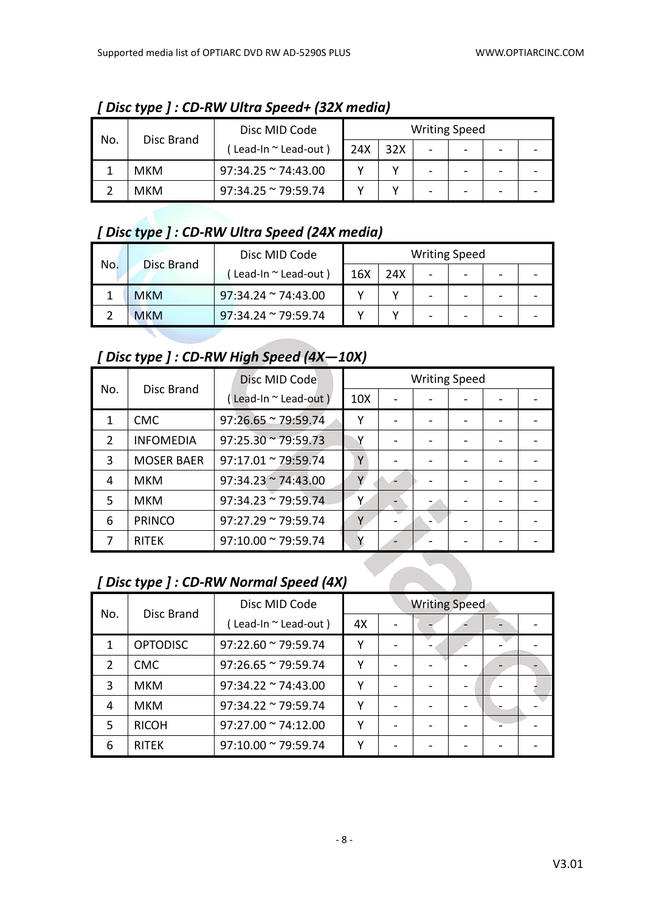### *[ Disc type ] : CD-RW Ultra Speed+ (32X media)*

| No. | Disc Brand | Disc MID Code | Writing Speed | | | | | |
|---|---|---|---|---|---|---|---|---|
| | | ( Lead-In ~ Lead-out ) | 24X | 32X | - | - | - | - |
| 1 | MKM | 97:34.25 ~ 74:43.00 | Y | Y | - | - | - | - |
| 2 | MKM | 97:34.25 ~ 79:59.74 | Y | Y | - | - | - | - |

### *[ Disc type ] : CD-RW Ultra Speed (24X media)*

| No. | Disc Brand | Disc MID Code | Writing Speed | | | | | |
|---|---|---|---|---|---|---|---|---|
| | | ( Lead-In ~ Lead-out ) | 16X | 24X | - | - | - | - |
| 1 | MKM | 97:34.24 ~ 74:43.00 | Y | Y | - | - | - | - |
| 2 | MKM | 97:34.24 ~ 79:59.74 | Y | Y | - | - | - | - |

### *[ Disc type ] : CD-RW High Speed (4X—10X)*

| No. | Disc Brand | Disc MID Code | Writing Speed | | | | | |
|---|---|---|---|---|---|---|---|---|
| | | ( Lead-In ~ Lead-out ) | 10X | - | - | - | - | - |
| 1 | CMC | 97:26.65 ~ 79:59.74 | Y | - | - | - | - | - |
| 2 | INFOMEDIA | 97:25.30 ~ 79:59.73 | Y | - | - | - | - | - |
| 3 | MOSER BAER | 97:17.01 ~ 79:59.74 | Y | - | - | - | - | - |
| 4 | MKM | 97:34.23 ~ 74:43.00 | Y | - | - | - | - | - |
| 5 | MKM | 97:34.23 ~ 79:59.74 | Y | - | - | - | - | - |
| 6 | PRINCO | 97:27.29 ~ 79:59.74 | Y | - | - | - | - | - |
| 7 | RITEK | 97:10.00 ~ 79:59.74 | Y | - | - | - | - | - |

### *[ Disc type ] : CD-RW Normal Speed (4X)*

| No. | Disc Brand | Disc MID Code | Writing Speed | | | | | |
|---|---|---|---|---|---|---|---|---|
| | | ( Lead-In ~ Lead-out ) | 4X | - | - | - | - | - |
| 1 | OPTODISC | 97:22.60 ~ 79:59.74 | Y | - | - | - | - | - |
| 2 | CMC | 97:26.65 ~ 79:59.74 | Y | - | - | - | - | - |
| 3 | MKM | 97:34.22 ~ 74:43.00 | Y | - | - | - | - | - |
| 4 | MKM | 97:34.22 ~ 79:59.74 | Y | - | - | - | - | - |
| 5 | RICOH | 97:27.00 ~ 74:12.00 | Y | - | - | - | - | - |
| 6 | RITEK | 97:10.00 ~ 79:59.74 | Y | - | - | - | - | - |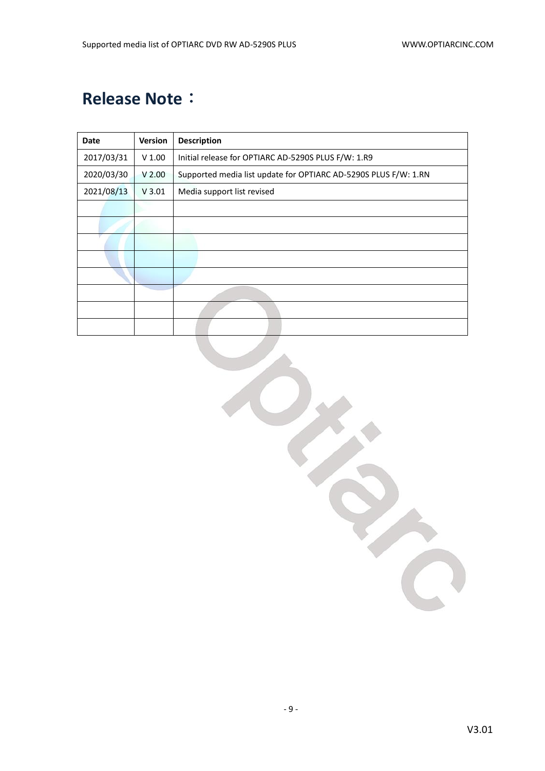# Release Note：

| Date | Version | Description |
|---|---|---|
| 2017/03/31 | V 1.00 | Initial release for OPTIARC AD-5290S PLUS F/W: 1.R9 |
| 2020/03/30 | V 2.00 | Supported media list update for OPTIARC AD-5290S PLUS F/W: 1.RN |
| 2021/08/13 | V 3.01 | Media support list revised |
| | | |
| | | |
| | | |
| | | |
| | | |
| | | |
| | | |
| | | |